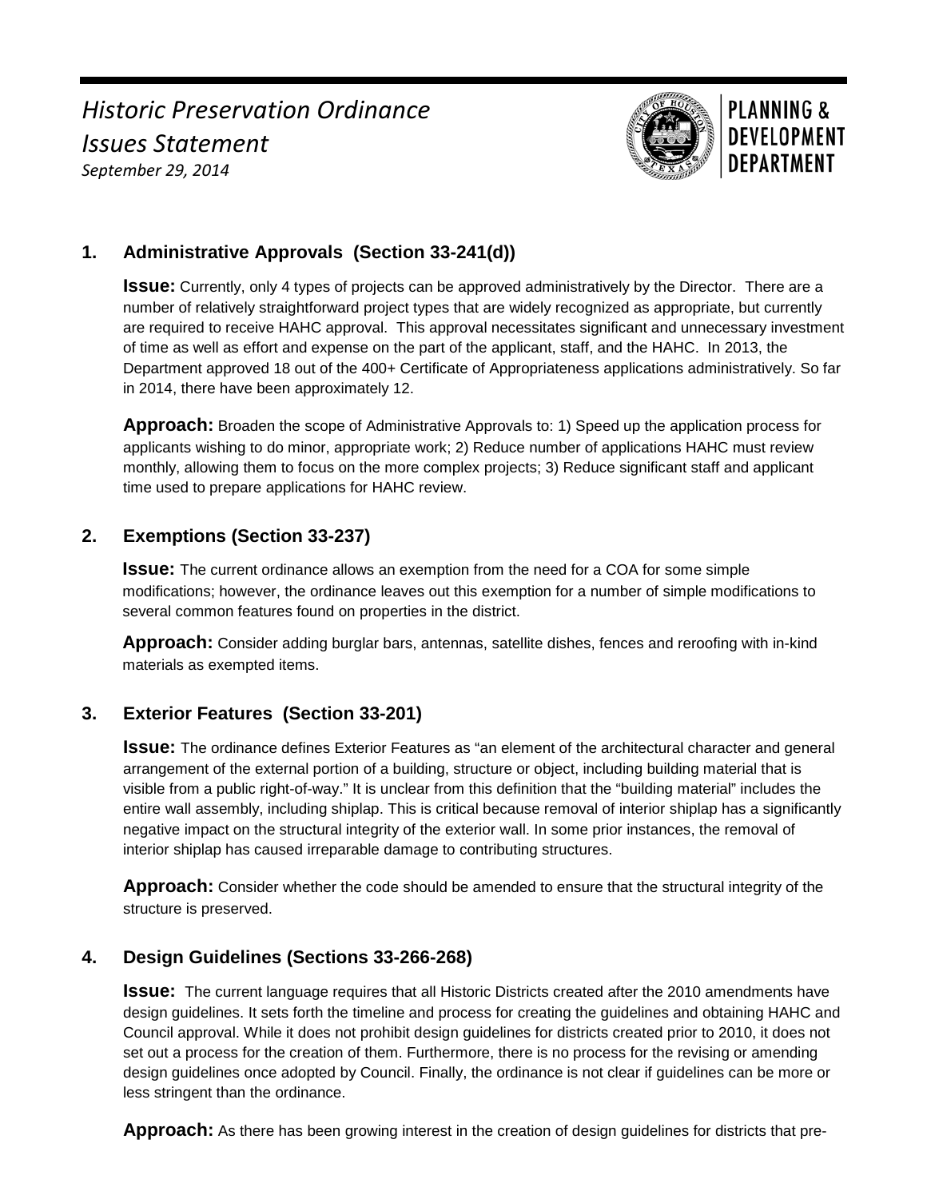# *Historic Preservation Ordinance Issues Statement*

*September 29, 2014*

PLANNING & DEVELOPMENT DEPARTMENT

## 1. Administrative Approvals (Section 33-241(d))

**Issue:** Currently, only 4 types of projects can be approved administratively by the Director. There are a number of relatively straightforward project types that are widely recognized as appropriate, but currently are required to receive HAHC approval. This approval necessitates significant and unnecessary investment of time as well as effort and expense on the part of the applicant, staff, and the HAHC. In 2013, the Department approved 18 out of the 400+ Certificate of Appropriateness applications administratively. So far in 2014, there have been approximately 12.

**Approach:** Broaden the scope of Administrative Approvals to: 1) Speed up the application process for applicants wishing to do minor, appropriate work; 2) Reduce number of applications HAHC must review monthly, allowing them to focus on the more complex projects; 3) Reduce significant staff and applicant time used to prepare applications for HAHC review.

## 2. Exemptions (Section 33-237)

**Issue:** The current ordinance allows an exemption from the need for a COA for some simple modifications; however, the ordinance leaves out this exemption for a number of simple modifications to several common features found on properties in the district.

**Approach:** Consider adding burglar bars, antennas, satellite dishes, fences and reroofing with in-kind materials as exempted items.

## 3. Exterior Features (Section 33-201)

**Issue:** The ordinance defines Exterior Features as "an element of the architectural character and general arrangement of the external portion of a building, structure or object, including building material that is visible from a public right-of-way." It is unclear from this definition that the "building material" includes the entire wall assembly, including shiplap. This is critical because removal of interior shiplap has a significantly negative impact on the structural integrity of the exterior wall. In some prior instances, the removal of interior shiplap has caused irreparable damage to contributing structures.

**Approach:** Consider whether the code should be amended to ensure that the structural integrity of the structure is preserved.

## 4. Design Guidelines (Sections 33-266-268)

**Issue:** The current language requires that all Historic Districts created after the 2010 amendments have design guidelines. It sets forth the timeline and process for creating the guidelines and obtaining HAHC and Council approval. While it does not prohibit design guidelines for districts created prior to 2010, it does not set out a process for the creation of them. Furthermore, there is no process for the revising or amending design guidelines once adopted by Council. Finally, the ordinance is not clear if guidelines can be more or less stringent than the ordinance.

**Approach:** As there has been growing interest in the creation of design guidelines for districts that pre-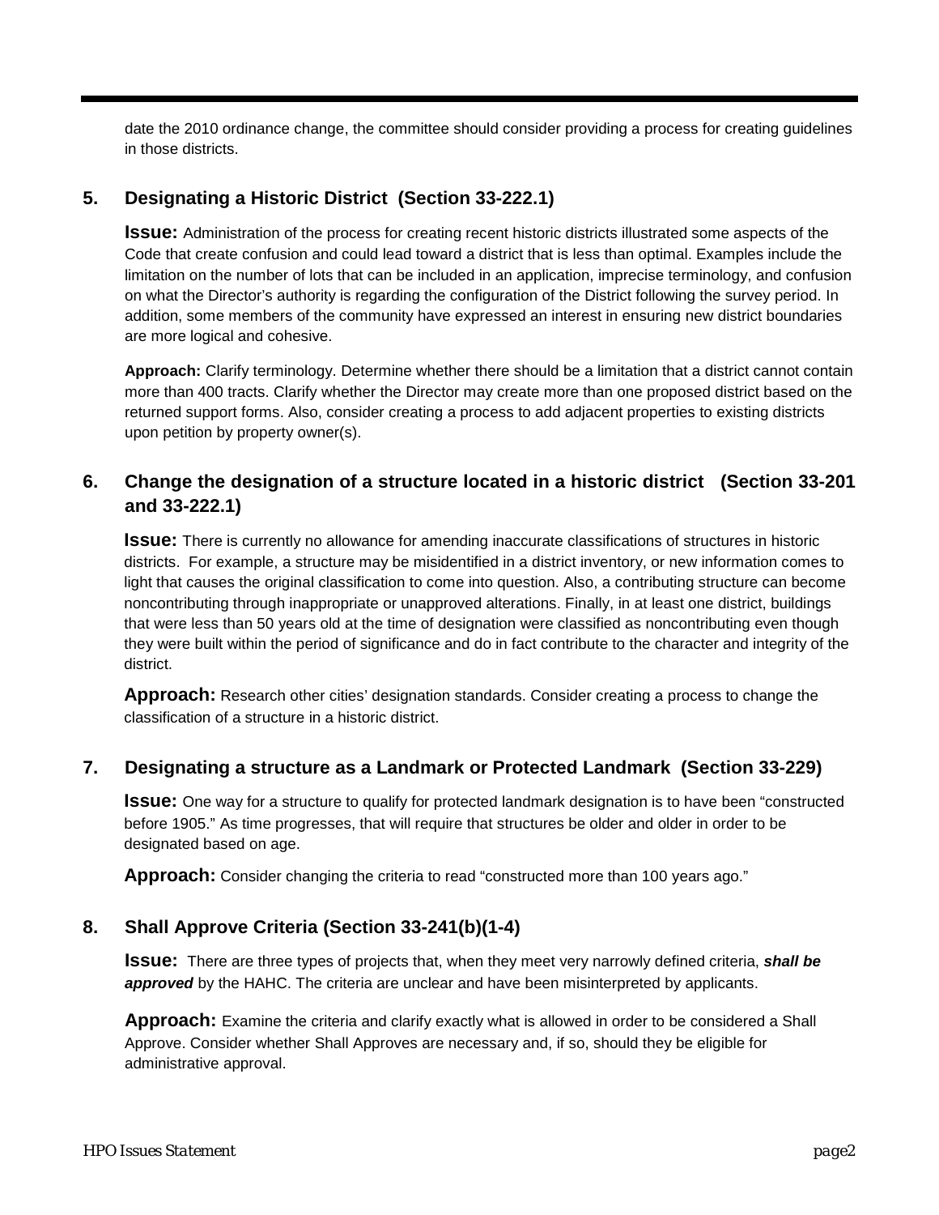date the 2010 ordinance change, the committee should consider providing a process for creating guidelines in those districts.

## 5. Designating a Historic District (Section 33-222.1)

**Issue:** Administration of the process for creating recent historic districts illustrated some aspects of the Code that create confusion and could lead toward a district that is less than optimal. Examples include the limitation on the number of lots that can be included in an application, imprecise terminology, and confusion on what the Director's authority is regarding the configuration of the District following the survey period. In addition, some members of the community have expressed an interest in ensuring new district boundaries are more logical and cohesive.

**Approach:** Clarify terminology. Determine whether there should be a limitation that a district cannot contain more than 400 tracts. Clarify whether the Director may create more than one proposed district based on the returned support forms. Also, consider creating a process to add adjacent properties to existing districts upon petition by property owner(s).

## 6. Change the designation of a structure located in a historic district (Section 33-201 and 33-222.1)

**Issue:** There is currently no allowance for amending inaccurate classifications of structures in historic districts. For example, a structure may be misidentified in a district inventory, or new information comes to light that causes the original classification to come into question. Also, a contributing structure can become noncontributing through inappropriate or unapproved alterations. Finally, in at least one district, buildings that were less than 50 years old at the time of designation were classified as noncontributing even though they were built within the period of significance and do in fact contribute to the character and integrity of the district.

**Approach:** Research other cities' designation standards. Consider creating a process to change the classification of a structure in a historic district.

## 7. Designating a structure as a Landmark or Protected Landmark (Section 33-229)

**Issue:** One way for a structure to qualify for protected landmark designation is to have been "constructed before 1905." As time progresses, that will require that structures be older and older in order to be designated based on age.

**Approach:** Consider changing the criteria to read "constructed more than 100 years ago."

## 8. Shall Approve Criteria (Section 33-241(b)(1-4)

**Issue:** There are three types of projects that, when they meet very narrowly defined criteria, ***shall be approved*** by the HAHC. The criteria are unclear and have been misinterpreted by applicants.

**Approach:** Examine the criteria and clarify exactly what is allowed in order to be considered a Shall Approve. Consider whether Shall Approves are necessary and, if so, should they be eligible for administrative approval.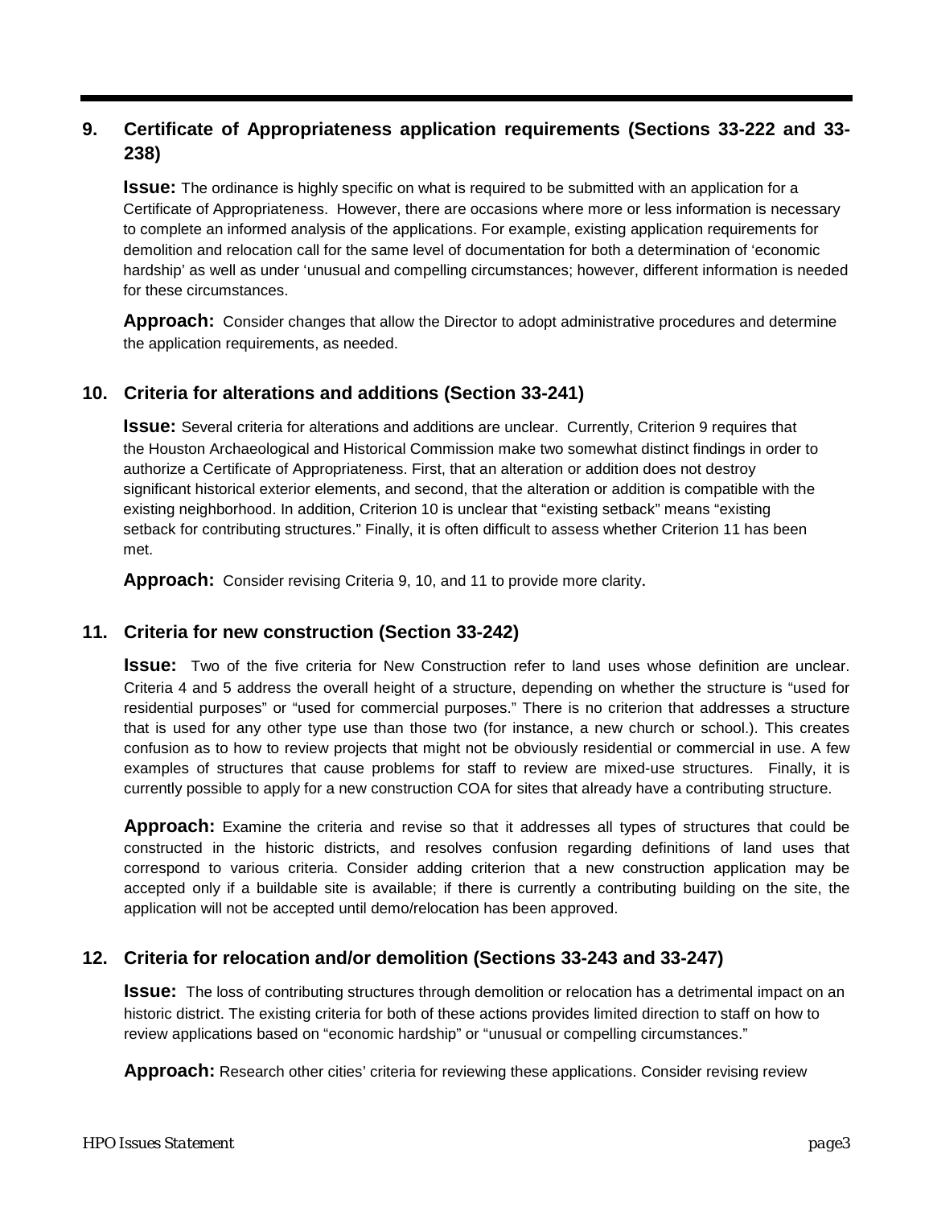## 9. Certificate of Appropriateness application requirements (Sections 33-222 and 33-238)

**Issue:** The ordinance is highly specific on what is required to be submitted with an application for a Certificate of Appropriateness. However, there are occasions where more or less information is necessary to complete an informed analysis of the applications. For example, existing application requirements for demolition and relocation call for the same level of documentation for both a determination of 'economic hardship' as well as under 'unusual and compelling circumstances; however, different information is needed for these circumstances.

**Approach:** Consider changes that allow the Director to adopt administrative procedures and determine the application requirements, as needed.

## 10. Criteria for alterations and additions (Section 33-241)

**Issue:** Several criteria for alterations and additions are unclear. Currently, Criterion 9 requires that the Houston Archaeological and Historical Commission make two somewhat distinct findings in order to authorize a Certificate of Appropriateness. First, that an alteration or addition does not destroy significant historical exterior elements, and second, that the alteration or addition is compatible with the existing neighborhood. In addition, Criterion 10 is unclear that "existing setback" means "existing setback for contributing structures." Finally, it is often difficult to assess whether Criterion 11 has been met.

**Approach:** Consider revising Criteria 9, 10, and 11 to provide more clarity.

## 11. Criteria for new construction (Section 33-242)

**Issue:** Two of the five criteria for New Construction refer to land uses whose definition are unclear. Criteria 4 and 5 address the overall height of a structure, depending on whether the structure is "used for residential purposes" or "used for commercial purposes." There is no criterion that addresses a structure that is used for any other type use than those two (for instance, a new church or school.). This creates confusion as to how to review projects that might not be obviously residential or commercial in use. A few examples of structures that cause problems for staff to review are mixed-use structures. Finally, it is currently possible to apply for a new construction COA for sites that already have a contributing structure.

**Approach:** Examine the criteria and revise so that it addresses all types of structures that could be constructed in the historic districts, and resolves confusion regarding definitions of land uses that correspond to various criteria. Consider adding criterion that a new construction application may be accepted only if a buildable site is available; if there is currently a contributing building on the site, the application will not be accepted until demo/relocation has been approved.

## 12. Criteria for relocation and/or demolition (Sections 33-243 and 33-247)

**Issue:** The loss of contributing structures through demolition or relocation has a detrimental impact on an historic district. The existing criteria for both of these actions provides limited direction to staff on how to review applications based on "economic hardship" or "unusual or compelling circumstances."

**Approach:** Research other cities' criteria for reviewing these applications. Consider revising review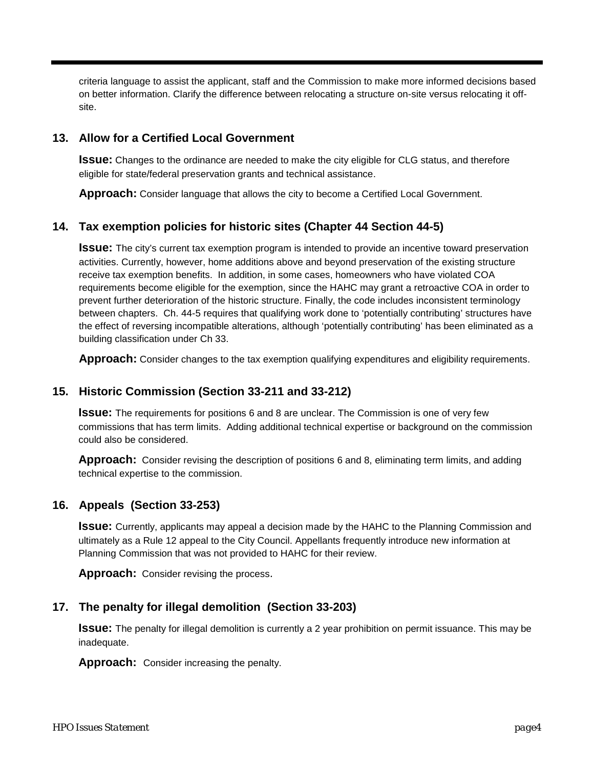criteria language to assist the applicant, staff and the Commission to make more informed decisions based on better information. Clarify the difference between relocating a structure on-site versus relocating it off-site.

## 13. Allow for a Certified Local Government

**Issue:** Changes to the ordinance are needed to make the city eligible for CLG status, and therefore eligible for state/federal preservation grants and technical assistance.

**Approach:** Consider language that allows the city to become a Certified Local Government.

## 14. Tax exemption policies for historic sites (Chapter 44 Section 44-5)

**Issue:** The city's current tax exemption program is intended to provide an incentive toward preservation activities. Currently, however, home additions above and beyond preservation of the existing structure receive tax exemption benefits. In addition, in some cases, homeowners who have violated COA requirements become eligible for the exemption, since the HAHC may grant a retroactive COA in order to prevent further deterioration of the historic structure. Finally, the code includes inconsistent terminology between chapters. Ch. 44-5 requires that qualifying work done to 'potentially contributing' structures have the effect of reversing incompatible alterations, although 'potentially contributing' has been eliminated as a building classification under Ch 33.

**Approach:** Consider changes to the tax exemption qualifying expenditures and eligibility requirements.

## 15. Historic Commission (Section 33-211 and 33-212)

**Issue:** The requirements for positions 6 and 8 are unclear. The Commission is one of very few commissions that has term limits. Adding additional technical expertise or background on the commission could also be considered.

**Approach:** Consider revising the description of positions 6 and 8, eliminating term limits, and adding technical expertise to the commission.

## 16. Appeals (Section 33-253)

**Issue:** Currently, applicants may appeal a decision made by the HAHC to the Planning Commission and ultimately as a Rule 12 appeal to the City Council. Appellants frequently introduce new information at Planning Commission that was not provided to HAHC for their review.

**Approach:** Consider revising the process.

## 17. The penalty for illegal demolition (Section 33-203)

**Issue:** The penalty for illegal demolition is currently a 2 year prohibition on permit issuance. This may be inadequate.

**Approach:** Consider increasing the penalty.